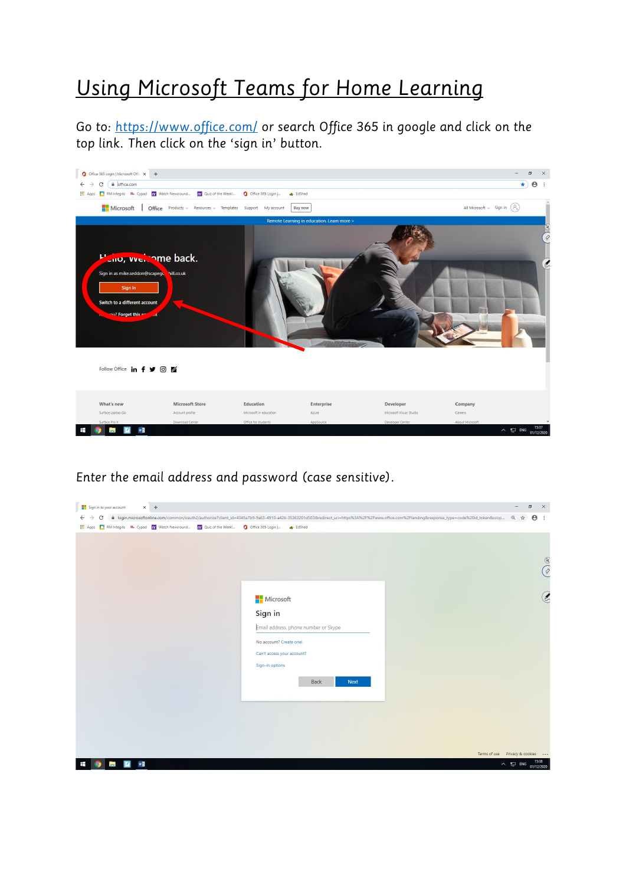# Using Microsoft Teams for Home Learning

Go to: https://www.office.com/ or search Office 365 in google and click on the top link. Then click on the 'sign in' button.

Enter the email address and password (case sensitive).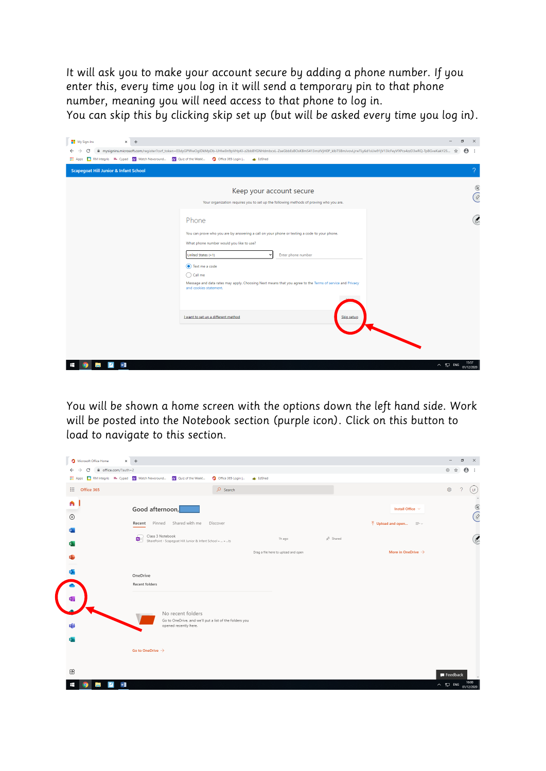It will ask you to make your account secure by adding a phone number. If you enter this, every time you log in it will send a temporary pin to that phone number, meaning you will need access to that phone to log in.
You can skip this by clicking skip set up (but will be asked every time you log in).

You will be shown a home screen with the options down the left hand side. Work will be posted into the Notebook section (purple icon). Click on this button to load to navigate to this section.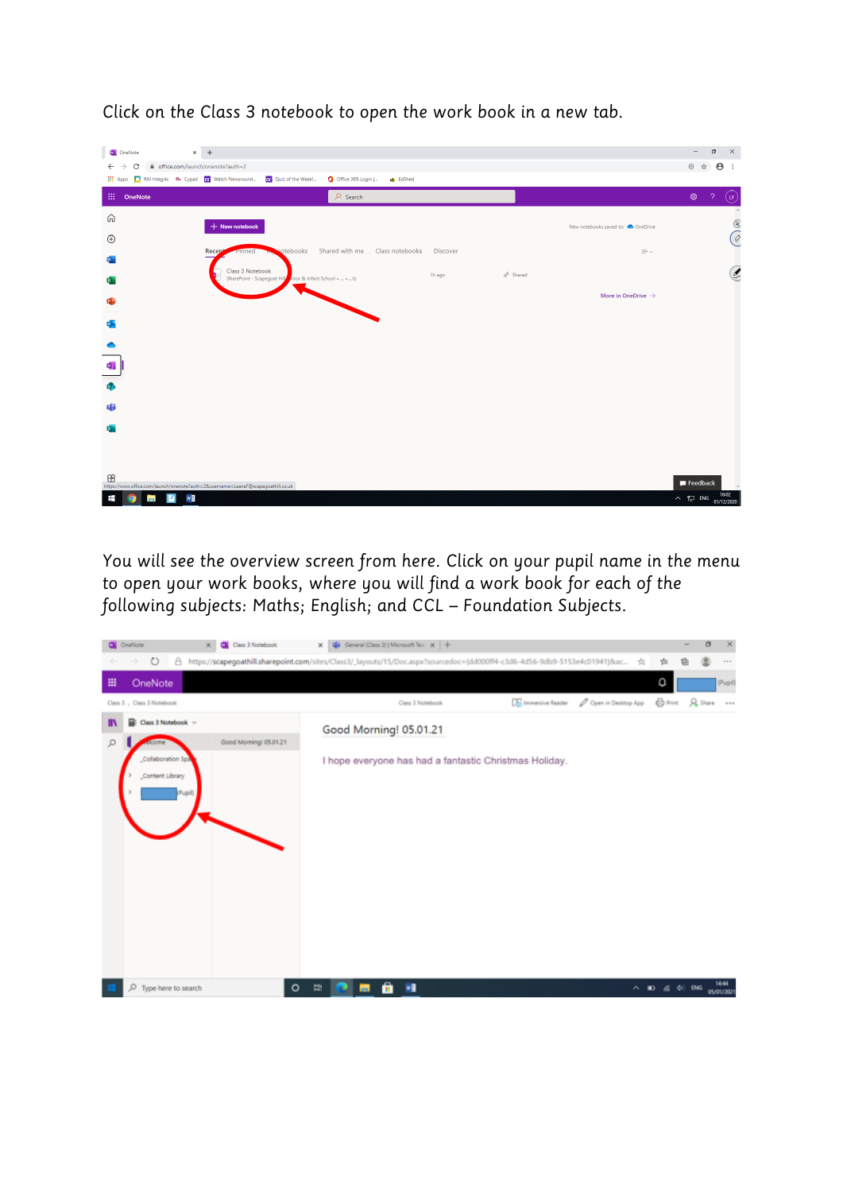Click on the Class 3 notebook to open the work book in a new tab.

You will see the overview screen from here. Click on your pupil name in the menu to open your work books, where you will find a work book for each of the following subjects: Maths; English; and CCL – Foundation Subjects.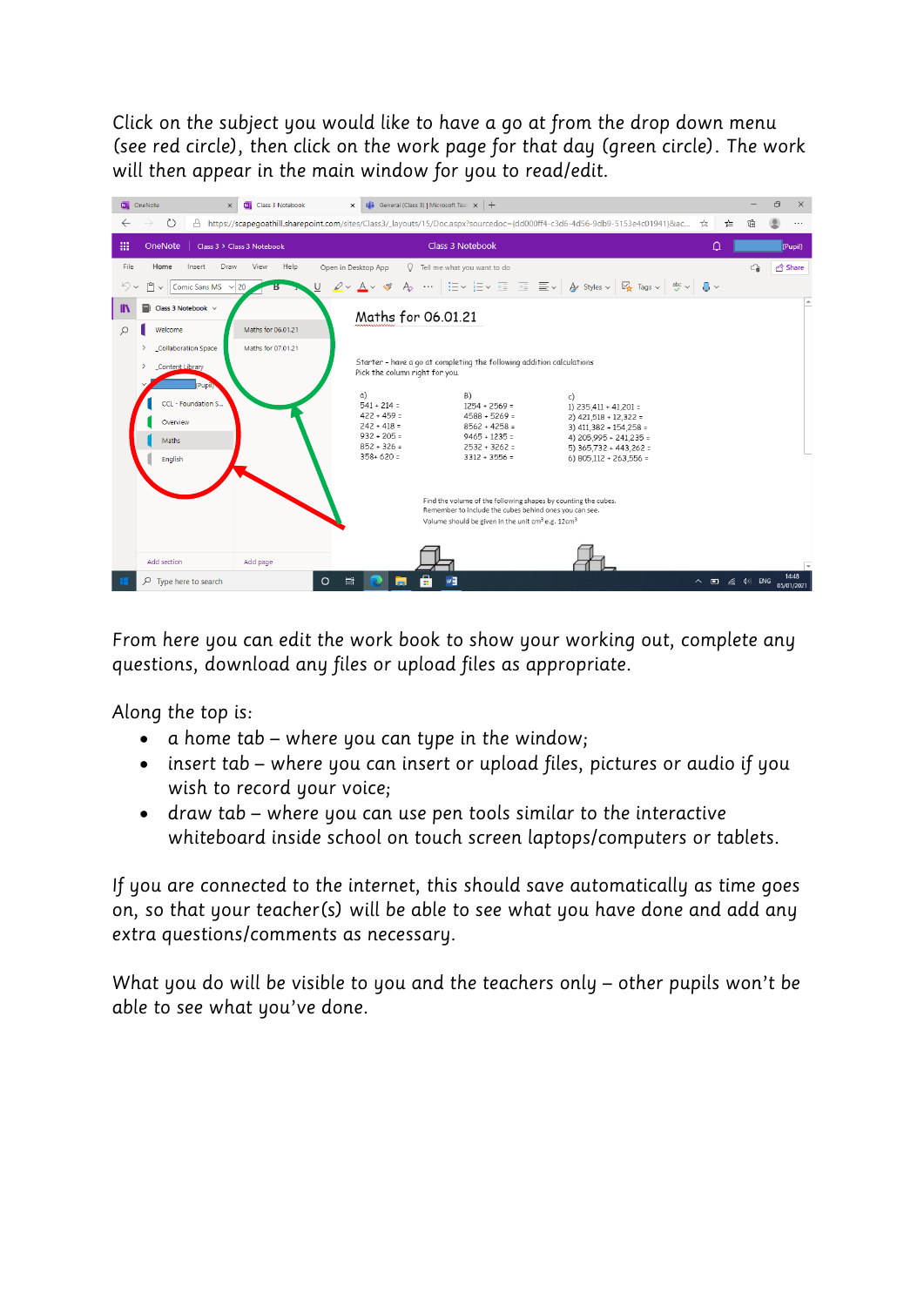Click on the subject you would like to have a go at from the drop down menu (see red circle), then click on the work page for that day (green circle). The work will then appear in the main window for you to read/edit.

From here you can edit the work book to show your working out, complete any questions, download any files or upload files as appropriate.

Along the top is:

- a home tab – where you can type in the window;
- insert tab – where you can insert or upload files, pictures or audio if you wish to record your voice;
- draw tab – where you can use pen tools similar to the interactive whiteboard inside school on touch screen laptops/computers or tablets.

If you are connected to the internet, this should save automatically as time goes on, so that your teacher(s) will be able to see what you have done and add any extra questions/comments as necessary.

What you do will be visible to you and the teachers only – other pupils won't be able to see what you've done.